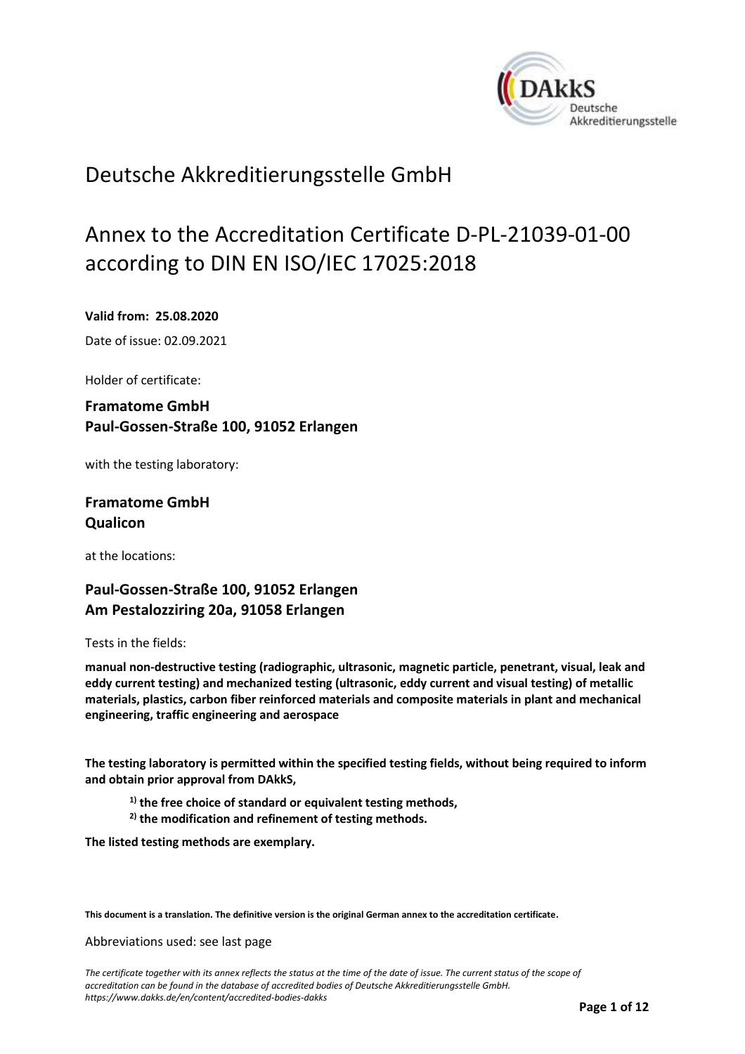# Deutsche Akkreditierungsstelle GmbH

## Annex to the Accreditation Certificate D-PL-21039-01-00 according to DIN EN ISO/IEC 17025:2018

**Valid from: 25.08.2020**

Date of issue: 02.09.2021

Holder of certificate:

**Framatome GmbH**
**Paul-Gossen-Straße 100, 91052 Erlangen**

with the testing laboratory:

**Framatome GmbH**
**Qualicon**

at the locations:

**Paul-Gossen-Straße 100, 91052 Erlangen**
**Am Pestalozziring 20a, 91058 Erlangen**

Tests in the fields:

**manual non-destructive testing (radiographic, ultrasonic, magnetic particle, penetrant, visual, leak and eddy current testing) and mechanized testing (ultrasonic, eddy current and visual testing) of metallic materials, plastics, carbon fiber reinforced materials and composite materials in plant and mechanical engineering, traffic engineering and aerospace**

**The testing laboratory is permitted within the specified testing fields, without being required to inform and obtain prior approval from DAkkS,**

- **[1] the free choice of standard or equivalent testing methods,**
- **[2] the modification and refinement of testing methods.**

**The listed testing methods are exemplary.**

**This document is a translation. The definitive version is the original German annex to the accreditation certificate.**

Abbreviations used: see last page

*The certificate together with its annex reflects the status at the time of the date of issue. The current status of the scope of accreditation can be found in the database of accredited bodies of Deutsche Akkreditierungsstelle GmbH. https://www.dakks.de/en/content/accredited-bodies-dakks*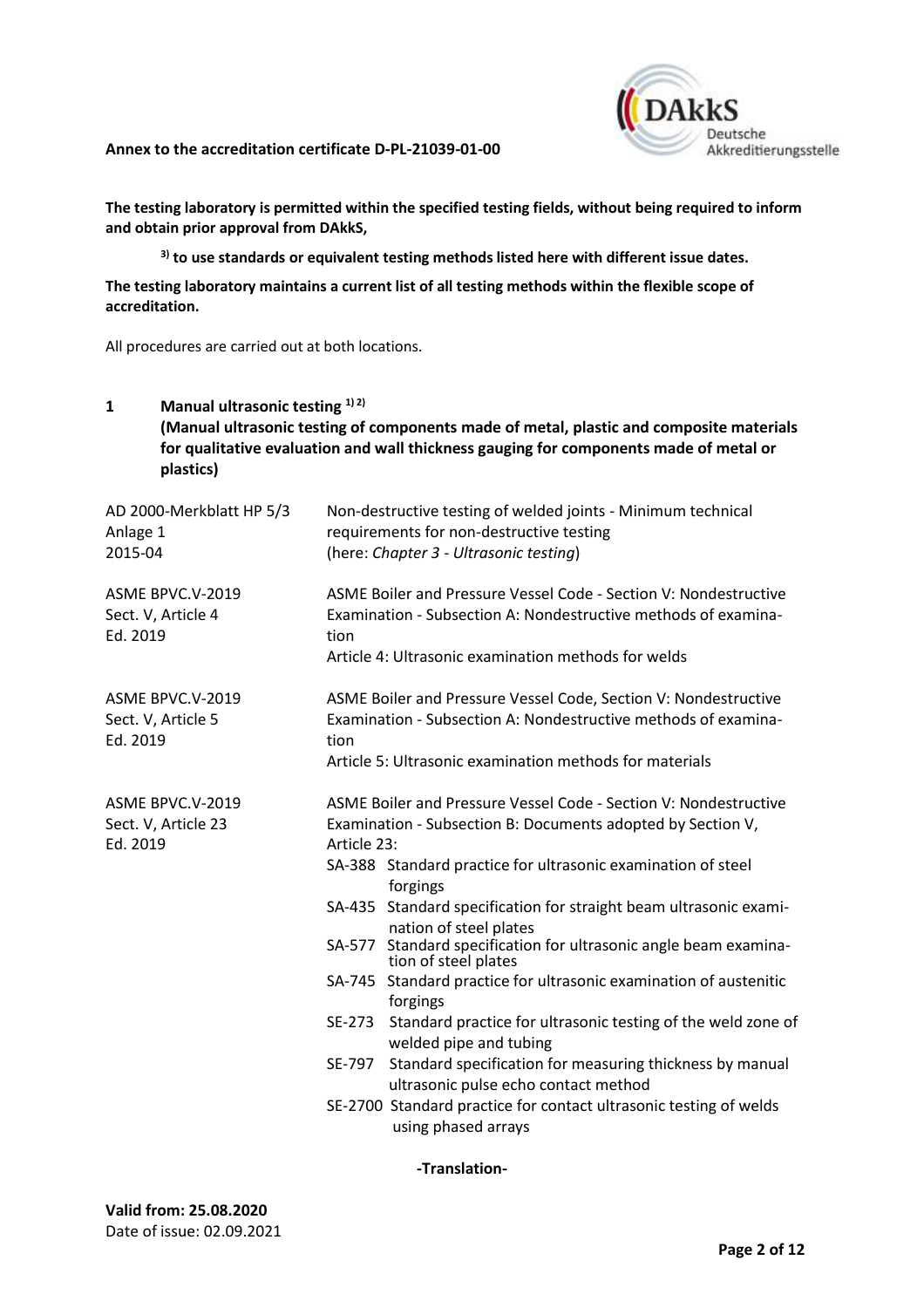**The testing laboratory is permitted within the specified testing fields, without being required to inform and obtain prior approval from DAkkS,**

> [3] **to use standards or equivalent testing methods listed here with different issue dates.**

**The testing laboratory maintains a current list of all testing methods within the flexible scope of accreditation.**

All procedures are carried out at both locations.

## 1 Manual ultrasonic testing [1) 2)]

**(Manual ultrasonic testing of components made of metal, plastic and composite materials for qualitative evaluation and wall thickness gauging for components made of metal or plastics)**

| | |
|---|---|
| AD 2000-Merkblatt HP 5/3<br>Anlage 1<br>2015-04 | Non-destructive testing of welded joints - Minimum technical requirements for non-destructive testing<br>(here: *Chapter 3 - Ultrasonic testing*) |
| ASME BPVC.V-2019<br>Sect. V, Article 4<br>Ed. 2019 | ASME Boiler and Pressure Vessel Code - Section V: Nondestructive Examination - Subsection A: Nondestructive methods of examination<br>Article 4: Ultrasonic examination methods for welds |
| ASME BPVC.V-2019<br>Sect. V, Article 5<br>Ed. 2019 | ASME Boiler and Pressure Vessel Code, Section V: Nondestructive Examination - Subsection A: Nondestructive methods of examination<br>Article 5: Ultrasonic examination methods for materials |
| ASME BPVC.V-2019<br>Sect. V, Article 23<br>Ed. 2019 | ASME Boiler and Pressure Vessel Code - Section V: Nondestructive Examination - Subsection B: Documents adopted by Section V, Article 23:<br>SA-388 Standard practice for ultrasonic examination of steel forgings<br>SA-435 Standard specification for straight beam ultrasonic examination of steel plates<br>SA-577 Standard specification for ultrasonic angle beam examination of steel plates<br>SA-745 Standard practice for ultrasonic examination of austenitic forgings<br>SE-273 Standard practice for ultrasonic testing of the weld zone of welded pipe and tubing<br>SE-797 Standard specification for measuring thickness by manual ultrasonic pulse echo contact method<br>SE-2700 Standard practice for contact ultrasonic testing of welds using phased arrays |

**-Translation-**

**Valid from: 25.08.2020**
Date of issue: 02.09.2021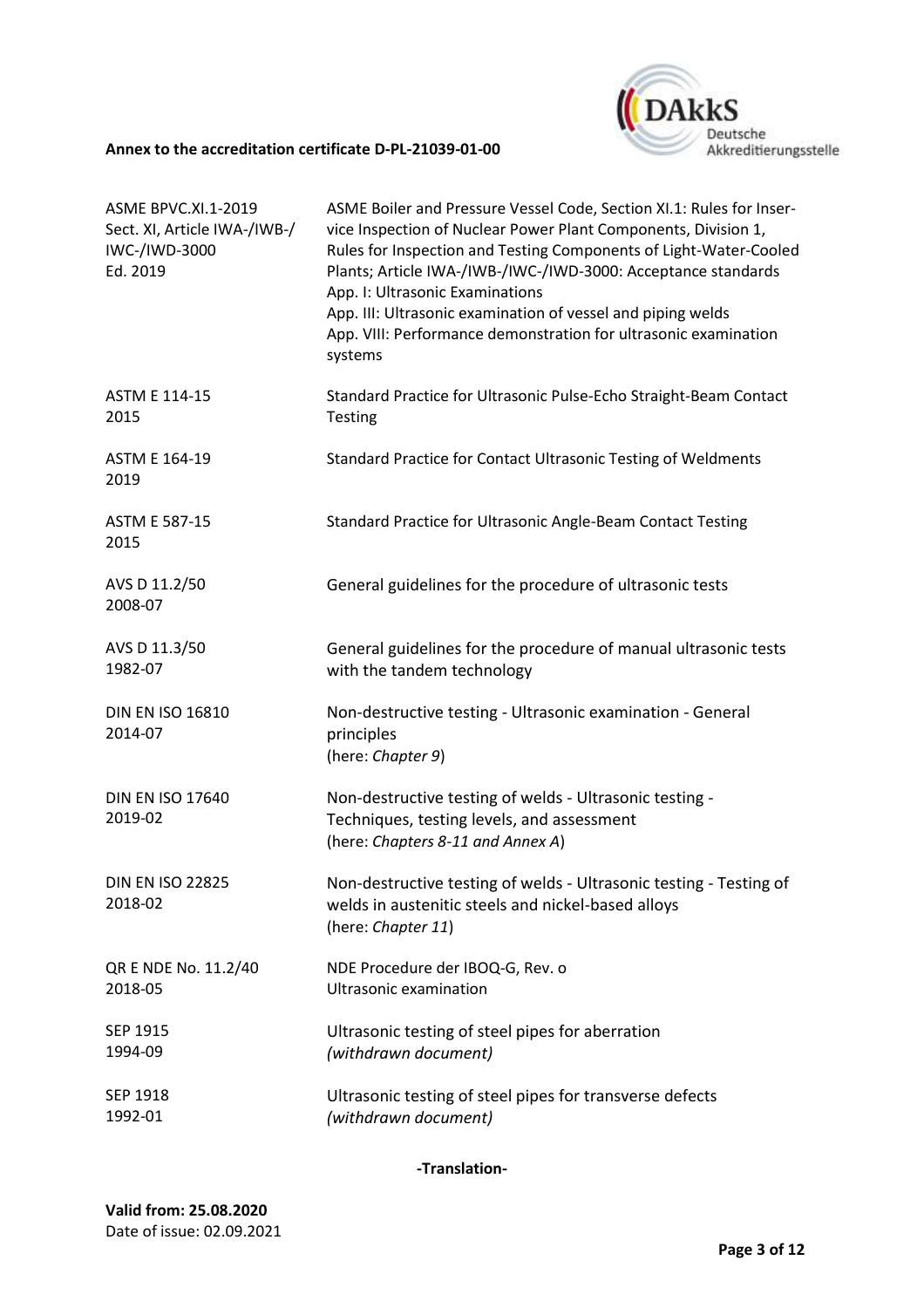| | |
|---|---|
| ASME BPVC.XI.1-2019<br>Sect. XI, Article IWA-/IWB-/ IWC-/IWD-3000<br>Ed. 2019 | ASME Boiler and Pressure Vessel Code, Section XI.1: Rules for Inser-vice Inspection of Nuclear Power Plant Components, Division 1, Rules for Inspection and Testing Components of Light-Water-Cooled Plants; Article IWA-/IWB-/IWC-/IWD-3000: Acceptance standards<br>App. I: Ultrasonic Examinations<br>App. III: Ultrasonic examination of vessel and piping welds<br>App. VIII: Performance demonstration for ultrasonic examination systems |
| ASTM E 114-15<br>2015 | Standard Practice for Ultrasonic Pulse-Echo Straight-Beam Contact Testing |
| ASTM E 164-19<br>2019 | Standard Practice for Contact Ultrasonic Testing of Weldments |
| ASTM E 587-15<br>2015 | Standard Practice for Ultrasonic Angle-Beam Contact Testing |
| AVS D 11.2/50<br>2008-07 | General guidelines for the procedure of ultrasonic tests |
| AVS D 11.3/50<br>1982-07 | General guidelines for the procedure of manual ultrasonic tests with the tandem technology |
| DIN EN ISO 16810<br>2014-07 | Non-destructive testing - Ultrasonic examination - General principles<br>(here: *Chapter 9*) |
| DIN EN ISO 17640<br>2019-02 | Non-destructive testing of welds - Ultrasonic testing - Techniques, testing levels, and assessment<br>(here: *Chapters 8-11 and Annex A*) |
| DIN EN ISO 22825<br>2018-02 | Non-destructive testing of welds - Ultrasonic testing - Testing of welds in austenitic steels and nickel-based alloys<br>(here: *Chapter 11*) |
| QR E NDE No. 11.2/40<br>2018-05 | NDE Procedure der IBOQ-G, Rev. o<br>Ultrasonic examination |
| SEP 1915<br>1994-09 | Ultrasonic testing of steel pipes for aberration<br>*(withdrawn document)* |
| SEP 1918<br>1992-01 | Ultrasonic testing of steel pipes for transverse defects<br>*(withdrawn document)* |

**-Translation-**

**Valid from: 25.08.2020**
Date of issue: 02.09.2021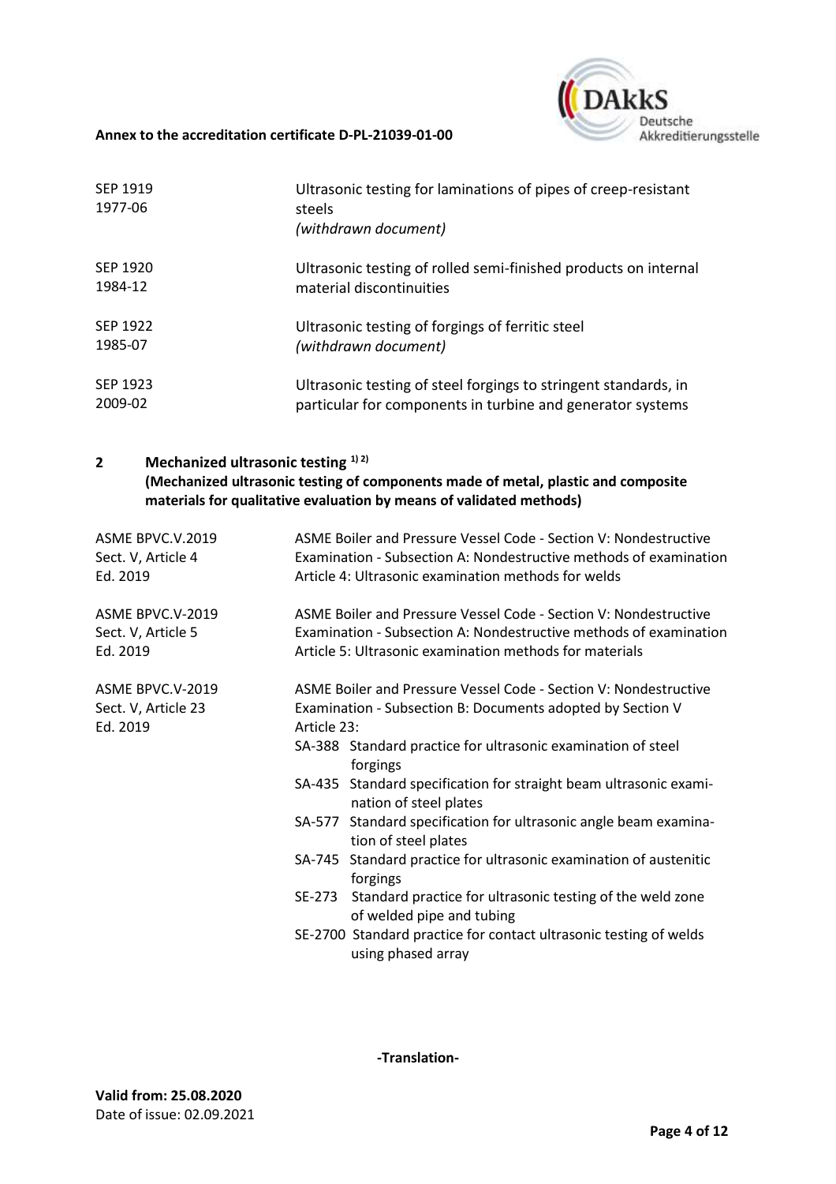| | |
|---|---|
| SEP 1919<br>1977-06 | Ultrasonic testing for laminations of pipes of creep-resistant steels<br>*(withdrawn document)* |
| SEP 1920<br>1984-12 | Ultrasonic testing of rolled semi-finished products on internal material discontinuities |
| SEP 1922<br>1985-07 | Ultrasonic testing of forgings of ferritic steel<br>*(withdrawn document)* |
| SEP 1923<br>2009-02 | Ultrasonic testing of steel forgings to stringent standards, in particular for components in turbine and generator systems |

## 2 Mechanized ultrasonic testing [1) 2)]

**(Mechanized ultrasonic testing of components made of metal, plastic and composite materials for qualitative evaluation by means of validated methods)**

| | |
|---|---|
| ASME BPVC.V.2019<br>Sect. V, Article 4<br>Ed. 2019 | ASME Boiler and Pressure Vessel Code - Section V: Nondestructive Examination - Subsection A: Nondestructive methods of examination Article 4: Ultrasonic examination methods for welds |
| ASME BPVC.V-2019<br>Sect. V, Article 5<br>Ed. 2019 | ASME Boiler and Pressure Vessel Code - Section V: Nondestructive Examination - Subsection A: Nondestructive methods of examination Article 5: Ultrasonic examination methods for materials |
| ASME BPVC.V-2019<br>Sect. V, Article 23<br>Ed. 2019 | ASME Boiler and Pressure Vessel Code - Section V: Nondestructive Examination - Subsection B: Documents adopted by Section V Article 23:<br>SA-388 Standard practice for ultrasonic examination of steel forgings<br>SA-435 Standard specification for straight beam ultrasonic examination of steel plates<br>SA-577 Standard specification for ultrasonic angle beam examination of steel plates<br>SA-745 Standard practice for ultrasonic examination of austenitic forgings<br>SE-273 Standard practice for ultrasonic testing of the weld zone of welded pipe and tubing<br>SE-2700 Standard practice for contact ultrasonic testing of welds using phased array |

-Translation-

**Valid from: 25.08.2020**
Date of issue: 02.09.2021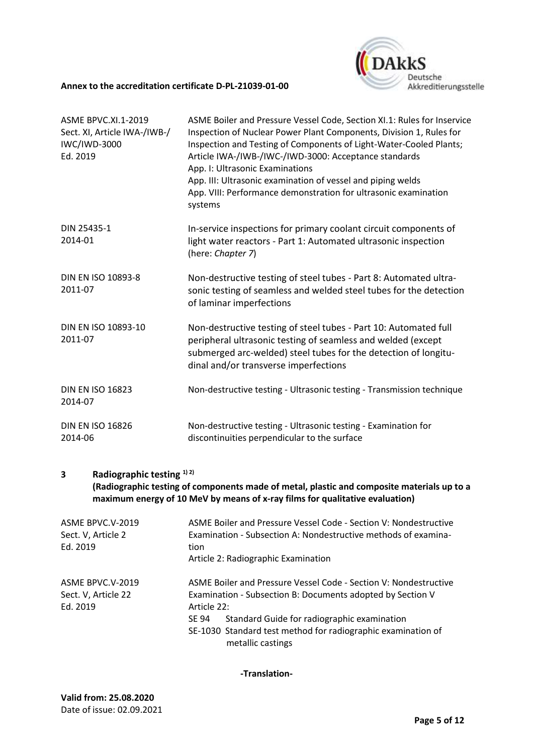| | |
|---|---|
| ASME BPVC.XI.1-2019<br>Sect. XI, Article IWA-/IWB-/<br>IWC/IWD-3000<br>Ed. 2019 | ASME Boiler and Pressure Vessel Code, Section XI.1: Rules for Inservice Inspection of Nuclear Power Plant Components, Division 1, Rules for Inspection and Testing of Components of Light-Water-Cooled Plants; Article IWA-/IWB-/IWC-/IWD-3000: Acceptance standards<br>App. I: Ultrasonic Examinations<br>App. III: Ultrasonic examination of vessel and piping welds<br>App. VIII: Performance demonstration for ultrasonic examination systems |
| DIN 25435-1<br>2014-01 | In-service inspections for primary coolant circuit components of light water reactors - Part 1: Automated ultrasonic inspection (here: *Chapter 7*) |
| DIN EN ISO 10893-8<br>2011-07 | Non-destructive testing of steel tubes - Part 8: Automated ultrasonic testing of seamless and welded steel tubes for the detection of laminar imperfections |
| DIN EN ISO 10893-10<br>2011-07 | Non-destructive testing of steel tubes - Part 10: Automated full peripheral ultrasonic testing of seamless and welded (except submerged arc-welded) steel tubes for the detection of longitudinal and/or transverse imperfections |
| DIN EN ISO 16823<br>2014-07 | Non-destructive testing - Ultrasonic testing - Transmission technique |
| DIN EN ISO 16826<br>2014-06 | Non-destructive testing - Ultrasonic testing - Examination for discontinuities perpendicular to the surface |

## 3 Radiographic testing [1) 2)]

**(Radiographic testing of components made of metal, plastic and composite materials up to a maximum energy of 10 MeV by means of x-ray films for qualitative evaluation)**

| | |
|---|---|
| ASME BPVC.V-2019<br>Sect. V, Article 2<br>Ed. 2019 | ASME Boiler and Pressure Vessel Code - Section V: Nondestructive Examination - Subsection A: Nondestructive methods of examination<br>Article 2: Radiographic Examination |
| ASME BPVC.V-2019<br>Sect. V, Article 22<br>Ed. 2019 | ASME Boiler and Pressure Vessel Code - Section V: Nondestructive Examination - Subsection B: Documents adopted by Section V<br>Article 22:<br>SE 94 Standard Guide for radiographic examination<br>SE-1030 Standard test method for radiographic examination of metallic castings |

-Translation-

**Valid from: 25.08.2020**
Date of issue: 02.09.2021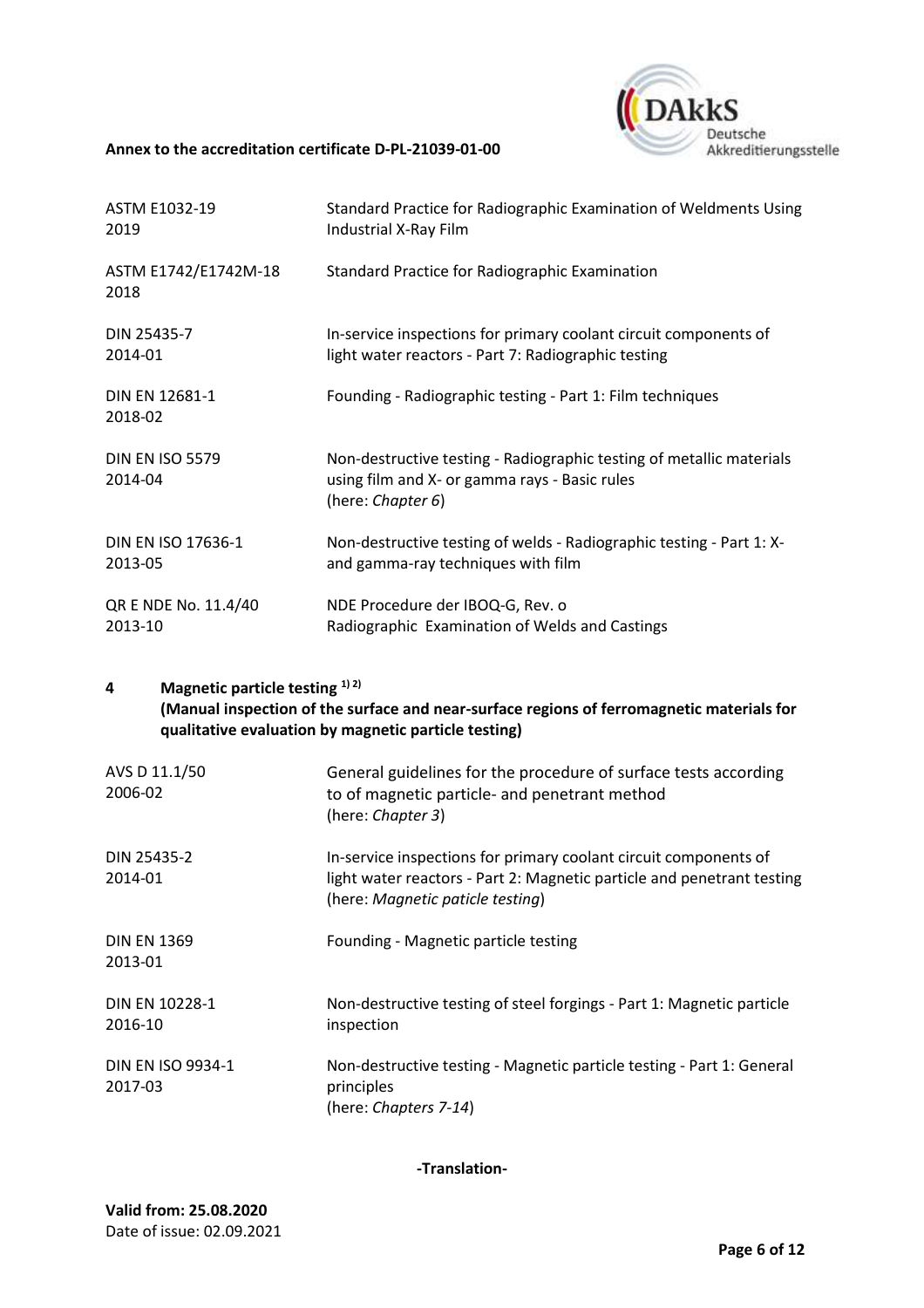| | |
|---|---|
| ASTM E1032-19<br>2019 | Standard Practice for Radiographic Examination of Weldments Using Industrial X-Ray Film |
| ASTM E1742/E1742M-18<br>2018 | Standard Practice for Radiographic Examination |
| DIN 25435-7<br>2014-01 | In-service inspections for primary coolant circuit components of light water reactors - Part 7: Radiographic testing |
| DIN EN 12681-1<br>2018-02 | Founding - Radiographic testing - Part 1: Film techniques |
| DIN EN ISO 5579<br>2014-04 | Non-destructive testing - Radiographic testing of metallic materials using film and X- or gamma rays - Basic rules<br>(here: *Chapter 6*) |
| DIN EN ISO 17636-1<br>2013-05 | Non-destructive testing of welds - Radiographic testing - Part 1: X- and gamma-ray techniques with film |
| QR E NDE No. 11.4/40<br>2013-10 | NDE Procedure der IBOQ-G, Rev. o<br>Radiographic Examination of Welds and Castings |

## 4 Magnetic particle testing [1) 2)]

**(Manual inspection of the surface and near-surface regions of ferromagnetic materials for qualitative evaluation by magnetic particle testing)**

| | |
|---|---|
| AVS D 11.1/50<br>2006-02 | General guidelines for the procedure of surface tests according to of magnetic particle- and penetrant method<br>(here: *Chapter 3*) |
| DIN 25435-2<br>2014-01 | In-service inspections for primary coolant circuit components of light water reactors - Part 2: Magnetic particle and penetrant testing<br>(here: *Magnetic paticle testing*) |
| DIN EN 1369<br>2013-01 | Founding - Magnetic particle testing |
| DIN EN 10228-1<br>2016-10 | Non-destructive testing of steel forgings - Part 1: Magnetic particle inspection |
| DIN EN ISO 9934-1<br>2017-03 | Non-destructive testing - Magnetic particle testing - Part 1: General principles<br>(here: *Chapters 7-14*) |

**-Translation-**

**Valid from: 25.08.2020**
Date of issue: 02.09.2021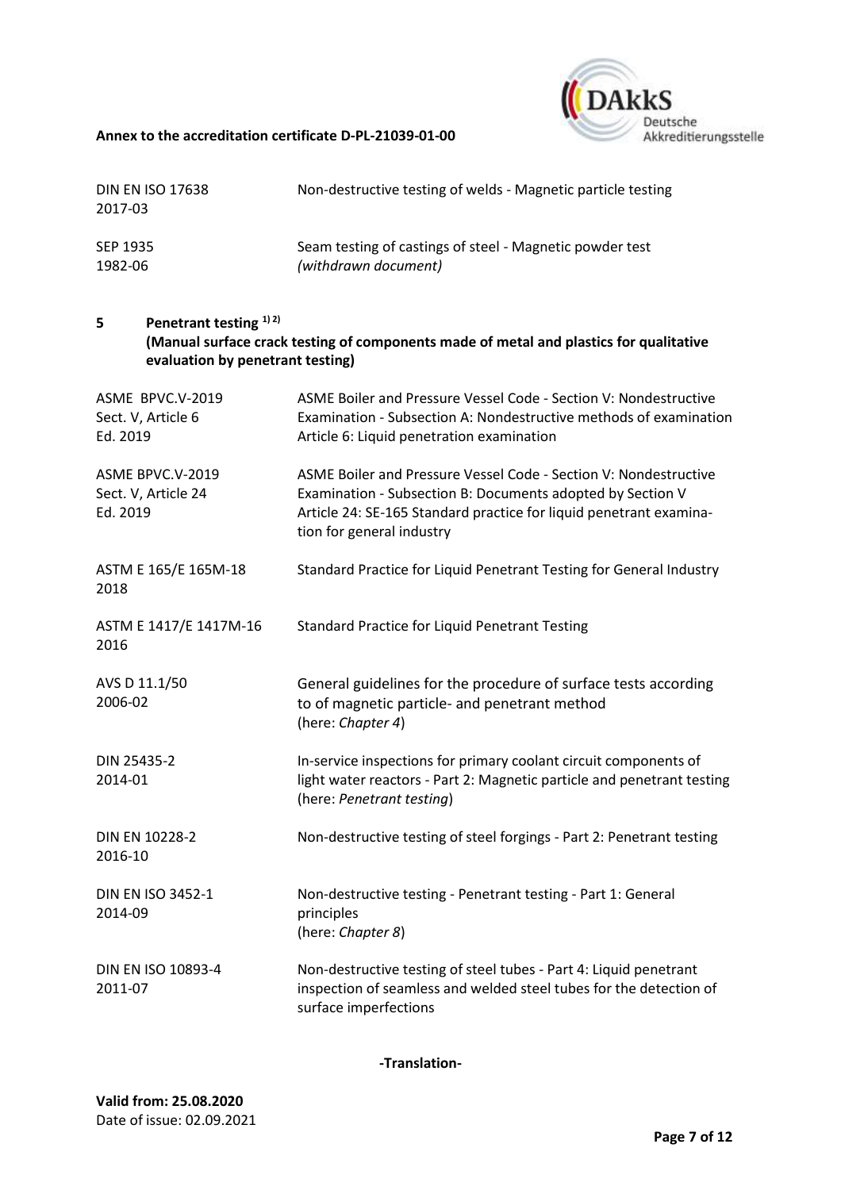| | |
|---|---|
| DIN EN ISO 17638<br>2017-03 | Non-destructive testing of welds - Magnetic particle testing |
| SEP 1935<br>1982-06 | Seam testing of castings of steel - Magnetic powder test<br>*(withdrawn document)* |

## 5 Penetrant testing [1) 2)]

**(Manual surface crack testing of components made of metal and plastics for qualitative evaluation by penetrant testing)**

| | |
|---|---|
| ASME BPVC.V-2019<br>Sect. V, Article 6<br>Ed. 2019 | ASME Boiler and Pressure Vessel Code - Section V: Nondestructive Examination - Subsection A: Nondestructive methods of examination Article 6: Liquid penetration examination |
| ASME BPVC.V-2019<br>Sect. V, Article 24<br>Ed. 2019 | ASME Boiler and Pressure Vessel Code - Section V: Nondestructive Examination - Subsection B: Documents adopted by Section V Article 24: SE-165 Standard practice for liquid penetrant examination for general industry |
| ASTM E 165/E 165M-18<br>2018 | Standard Practice for Liquid Penetrant Testing for General Industry |
| ASTM E 1417/E 1417M-16<br>2016 | Standard Practice for Liquid Penetrant Testing |
| AVS D 11.1/50<br>2006-02 | General guidelines for the procedure of surface tests according to of magnetic particle- and penetrant method<br>(here: *Chapter 4*) |
| DIN 25435-2<br>2014-01 | In-service inspections for primary coolant circuit components of light water reactors - Part 2: Magnetic particle and penetrant testing<br>(here: *Penetrant testing*) |
| DIN EN 10228-2<br>2016-10 | Non-destructive testing of steel forgings - Part 2: Penetrant testing |
| DIN EN ISO 3452-1<br>2014-09 | Non-destructive testing - Penetrant testing - Part 1: General principles<br>(here: *Chapter 8*) |
| DIN EN ISO 10893-4<br>2011-07 | Non-destructive testing of steel tubes - Part 4: Liquid penetrant inspection of seamless and welded steel tubes for the detection of surface imperfections |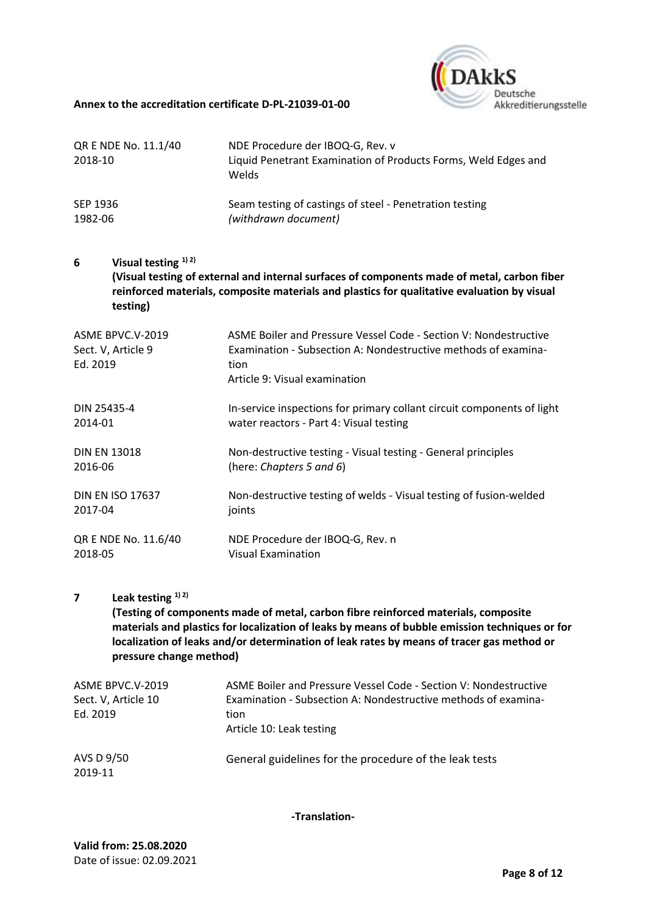| | |
|---|---|
| QR E NDE No. 11.1/40<br>2018-10 | NDE Procedure der IBOQ-G, Rev. v<br>Liquid Penetrant Examination of Products Forms, Weld Edges and Welds |
| SEP 1936<br>1982-06 | Seam testing of castings of steel - Penetration testing<br>*(withdrawn document)* |

## 6 Visual testing [1) 2)]

**(Visual testing of external and internal surfaces of components made of metal, carbon fiber reinforced materials, composite materials and plastics for qualitative evaluation by visual testing)**

| | |
|---|---|
| ASME BPVC.V-2019<br>Sect. V, Article 9<br>Ed. 2019 | ASME Boiler and Pressure Vessel Code - Section V: Nondestructive Examination - Subsection A: Nondestructive methods of examination<br>Article 9: Visual examination |
| DIN 25435-4<br>2014-01 | In-service inspections for primary collant circuit components of light water reactors - Part 4: Visual testing |
| DIN EN 13018<br>2016-06 | Non-destructive testing - Visual testing - General principles<br>(here: *Chapters 5 and 6*) |
| DIN EN ISO 17637<br>2017-04 | Non-destructive testing of welds - Visual testing of fusion-welded joints |
| QR E NDE No. 11.6/40<br>2018-05 | NDE Procedure der IBOQ-G, Rev. n<br>Visual Examination |

## 7 Leak testing [1) 2)]

**(Testing of components made of metal, carbon fibre reinforced materials, composite materials and plastics for localization of leaks by means of bubble emission techniques or for localization of leaks and/or determination of leak rates by means of tracer gas method or pressure change method)**

| | |
|---|---|
| ASME BPVC.V-2019<br>Sect. V, Article 10<br>Ed. 2019 | ASME Boiler and Pressure Vessel Code - Section V: Nondestructive Examination - Subsection A: Nondestructive methods of examination<br>Article 10: Leak testing |
| AVS D 9/50<br>2019-11 | General guidelines for the procedure of the leak tests |

-Translation-

**Valid from: 25.08.2020**
Date of issue: 02.09.2021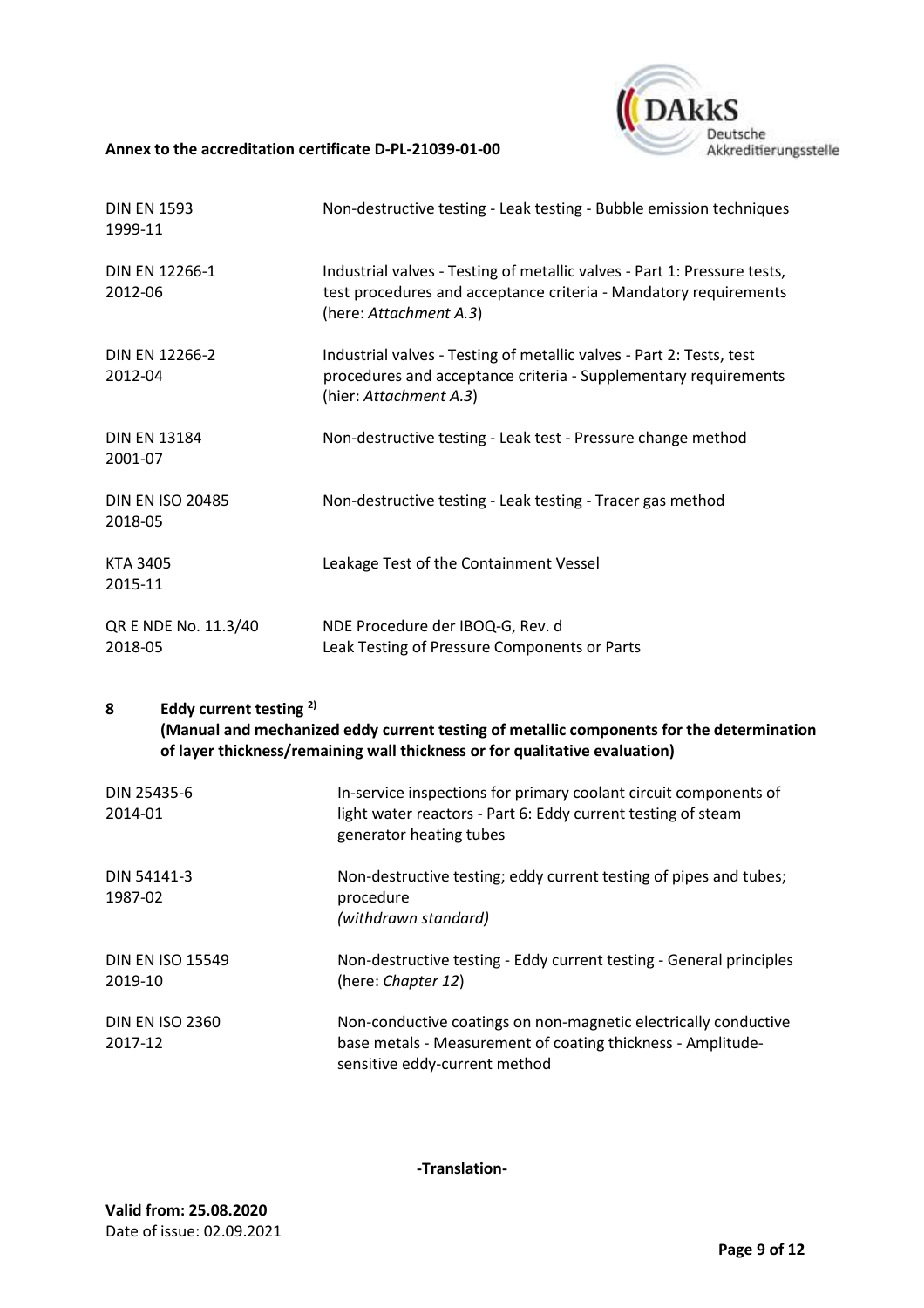| | |
|---|---|
| DIN EN 1593<br>1999-11 | Non-destructive testing - Leak testing - Bubble emission techniques |
| DIN EN 12266-1<br>2012-06 | Industrial valves - Testing of metallic valves - Part 1: Pressure tests, test procedures and acceptance criteria - Mandatory requirements (here: *Attachment A.3*) |
| DIN EN 12266-2<br>2012-04 | Industrial valves - Testing of metallic valves - Part 2: Tests, test procedures and acceptance criteria - Supplementary requirements (hier: *Attachment A.3*) |
| DIN EN 13184<br>2001-07 | Non-destructive testing - Leak test - Pressure change method |
| DIN EN ISO 20485<br>2018-05 | Non-destructive testing - Leak testing - Tracer gas method |
| KTA 3405<br>2015-11 | Leakage Test of the Containment Vessel |
| QR E NDE No. 11.3/40<br>2018-05 | NDE Procedure der IBOQ-G, Rev. d<br>Leak Testing of Pressure Components or Parts |

## 8 Eddy current testing [2)]

**(Manual and mechanized eddy current testing of metallic components for the determination of layer thickness/remaining wall thickness or for qualitative evaluation)**

| | |
|---|---|
| DIN 25435-6<br>2014-01 | In-service inspections for primary coolant circuit components of light water reactors - Part 6: Eddy current testing of steam generator heating tubes |
| DIN 54141-3<br>1987-02 | Non-destructive testing; eddy current testing of pipes and tubes; procedure<br>*(withdrawn standard)* |
| DIN EN ISO 15549<br>2019-10 | Non-destructive testing - Eddy current testing - General principles (here: *Chapter 12*) |
| DIN EN ISO 2360<br>2017-12 | Non-conductive coatings on non-magnetic electrically conductive base metals - Measurement of coating thickness - Amplitude-sensitive eddy-current method |

-Translation-

**Valid from: 25.08.2020**
Date of issue: 02.09.2021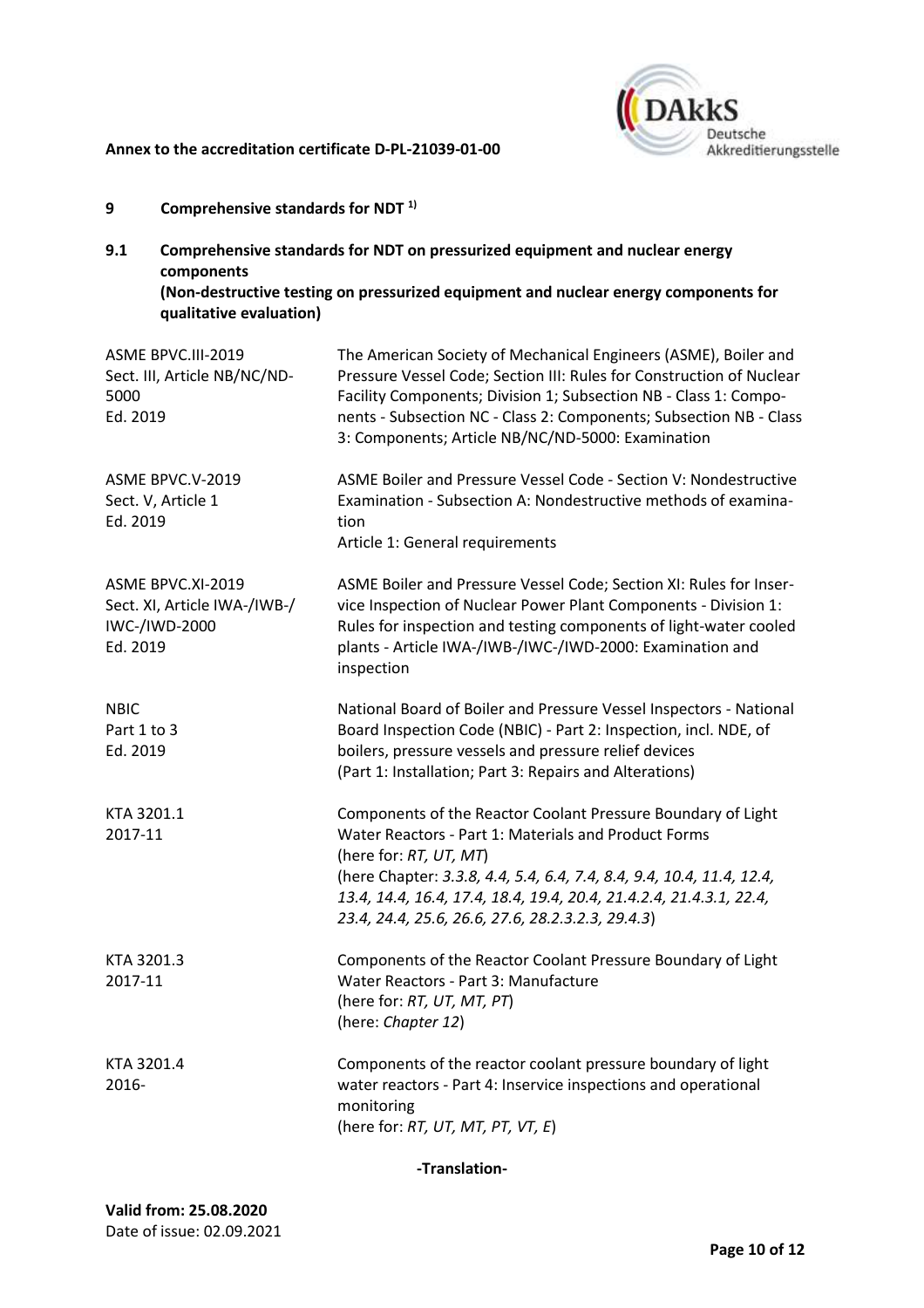**Annex to the accreditation certificate D-PL-21039-01-00**

## 9 Comprehensive standards for NDT [1)]

### 9.1 Comprehensive standards for NDT on pressurized equipment and nuclear energy components
**(Non-destructive testing on pressurized equipment and nuclear energy components for qualitative evaluation)**

| | |
|---|---|
| ASME BPVC.III-2019<br>Sect. III, Article NB/NC/ND-5000<br>Ed. 2019 | The American Society of Mechanical Engineers (ASME), Boiler and Pressure Vessel Code; Section III: Rules for Construction of Nuclear Facility Components; Division 1; Subsection NB - Class 1: Components - Subsection NC - Class 2: Components; Subsection NB - Class 3: Components; Article NB/NC/ND-5000: Examination |
| ASME BPVC.V-2019<br>Sect. V, Article 1<br>Ed. 2019 | ASME Boiler and Pressure Vessel Code - Section V: Nondestructive Examination - Subsection A: Nondestructive methods of examination<br>Article 1: General requirements |
| ASME BPVC.XI-2019<br>Sect. XI, Article IWA-/IWB-/IWC-/IWD-2000<br>Ed. 2019 | ASME Boiler and Pressure Vessel Code; Section XI: Rules for Inservice Inspection of Nuclear Power Plant Components - Division 1: Rules for inspection and testing components of light-water cooled plants - Article IWA-/IWB-/IWC-/IWD-2000: Examination and inspection |
| NBIC<br>Part 1 to 3<br>Ed. 2019 | National Board of Boiler and Pressure Vessel Inspectors - National Board Inspection Code (NBIC) - Part 2: Inspection, incl. NDE, of boilers, pressure vessels and pressure relief devices<br>(Part 1: Installation; Part 3: Repairs and Alterations) |
| KTA 3201.1<br>2017-11 | Components of the Reactor Coolant Pressure Boundary of Light Water Reactors - Part 1: Materials and Product Forms<br>(here for: *RT, UT, MT*)<br>(here Chapter: *3.3.8, 4.4, 5.4, 6.4, 7.4, 8.4, 9.4, 10.4, 11.4, 12.4, 13.4, 14.4, 16.4, 17.4, 18.4, 19.4, 20.4, 21.4.2.4, 21.4.3.1, 22.4, 23.4, 24.4, 25.6, 26.6, 27.6, 28.2.3.2.3, 29.4.3*) |
| KTA 3201.3<br>2017-11 | Components of the Reactor Coolant Pressure Boundary of Light Water Reactors - Part 3: Manufacture<br>(here for: *RT, UT, MT, PT*)<br>(here: *Chapter 12*) |
| KTA 3201.4<br>2016- | Components of the reactor coolant pressure boundary of light water reactors - Part 4: Inservice inspections and operational monitoring<br>(here for: *RT, UT, MT, PT, VT, E*) |

**-Translation-**

**Valid from: 25.08.2020**
Date of issue: 02.09.2021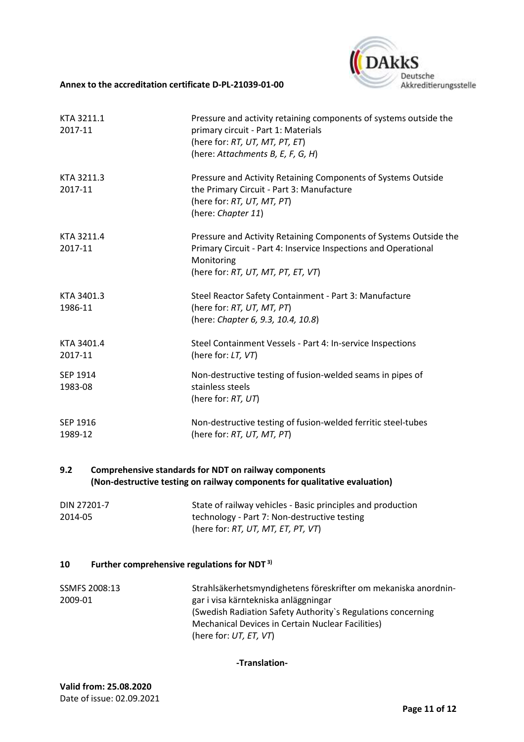| | |
|---|---|
| KTA 3211.1<br>2017-11 | Pressure and activity retaining components of systems outside the primary circuit - Part 1: Materials<br>(here for: *RT, UT, MT, PT, ET*)<br>(here: *Attachments B, E, F, G, H*) |
| KTA 3211.3<br>2017-11 | Pressure and Activity Retaining Components of Systems Outside the Primary Circuit - Part 3: Manufacture<br>(here for: *RT, UT, MT, PT*)<br>(here: *Chapter 11*) |
| KTA 3211.4<br>2017-11 | Pressure and Activity Retaining Components of Systems Outside the Primary Circuit - Part 4: Inservice Inspections and Operational Monitoring<br>(here for: *RT, UT, MT, PT, ET, VT*) |
| KTA 3401.3<br>1986-11 | Steel Reactor Safety Containment - Part 3: Manufacture<br>(here for: *RT, UT, MT, PT*)<br>(here: *Chapter 6, 9.3, 10.4, 10.8*) |
| KTA 3401.4<br>2017-11 | Steel Containment Vessels - Part 4: In-service Inspections<br>(here for: *LT, VT*) |
| SEP 1914<br>1983-08 | Non-destructive testing of fusion-welded seams in pipes of stainless steels<br>(here for: *RT, UT*) |
| SEP 1916<br>1989-12 | Non-destructive testing of fusion-welded ferritic steel-tubes<br>(here for: *RT, UT, MT, PT*) |

### 9.2 Comprehensive standards for NDT on railway components (Non-destructive testing on railway components for qualitative evaluation)

| | |
|---|---|
| DIN 27201-7<br>2014-05 | State of railway vehicles - Basic principles and production technology - Part 7: Non-destructive testing<br>(here for: *RT, UT, MT, ET, PT, VT*) |

## 10 Further comprehensive regulations for NDT [3)]

| | |
|---|---|
| SSMFS 2008:13<br>2009-01 | Strahlsäkerhetsmyndighetens föreskrifter om mekaniska anordningar i visa kärntekniska anläggningar<br>(Swedish Radiation Safety Authority`s Regulations concerning Mechanical Devices in Certain Nuclear Facilities)<br>(here for: *UT, ET, VT*) |

**-Translation-**

**Valid from: 25.08.2020**
Date of issue: 02.09.2021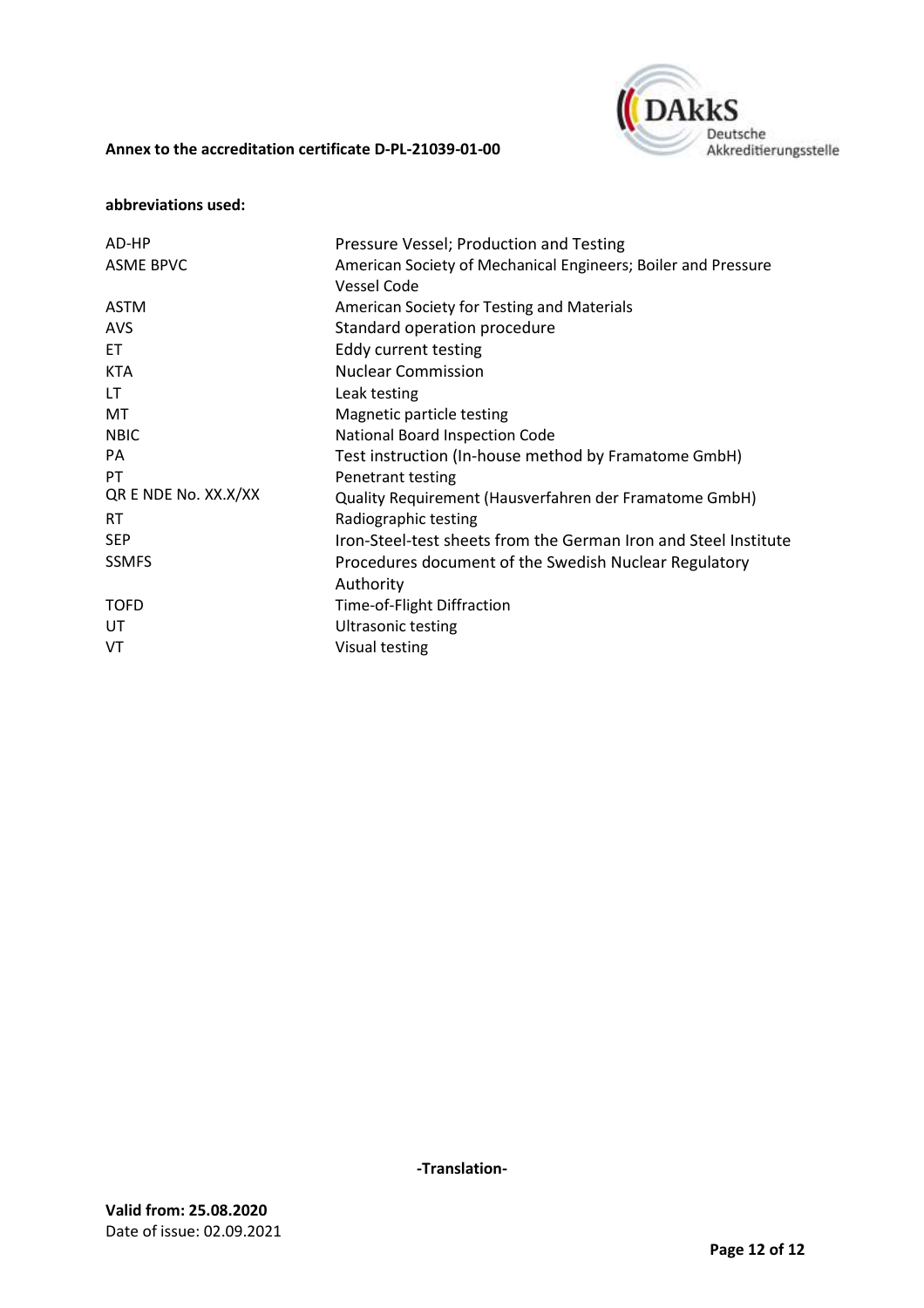**Annex to the accreditation certificate D-PL-21039-01-00**

**abbreviations used:**

| | |
|---|---|
| AD-HP | Pressure Vessel; Production and Testing |
| ASME BPVC | American Society of Mechanical Engineers; Boiler and Pressure Vessel Code |
| ASTM | American Society for Testing and Materials |
| AVS | Standard operation procedure |
| ET | Eddy current testing |
| KTA | Nuclear Commission |
| LT | Leak testing |
| MT | Magnetic particle testing |
| NBIC | National Board Inspection Code |
| PA | Test instruction (In-house method by Framatome GmbH) |
| PT | Penetrant testing |
| QR E NDE No. XX.X/XX | Quality Requirement (Hausverfahren der Framatome GmbH) |
| RT | Radiographic testing |
| SEP | Iron-Steel-test sheets from the German Iron and Steel Institute |
| SSMFS | Procedures document of the Swedish Nuclear Regulatory Authority |
| TOFD | Time-of-Flight Diffraction |
| UT | Ultrasonic testing |
| VT | Visual testing |

-Translation-

**Valid from: 25.08.2020**
Date of issue: 02.09.2021